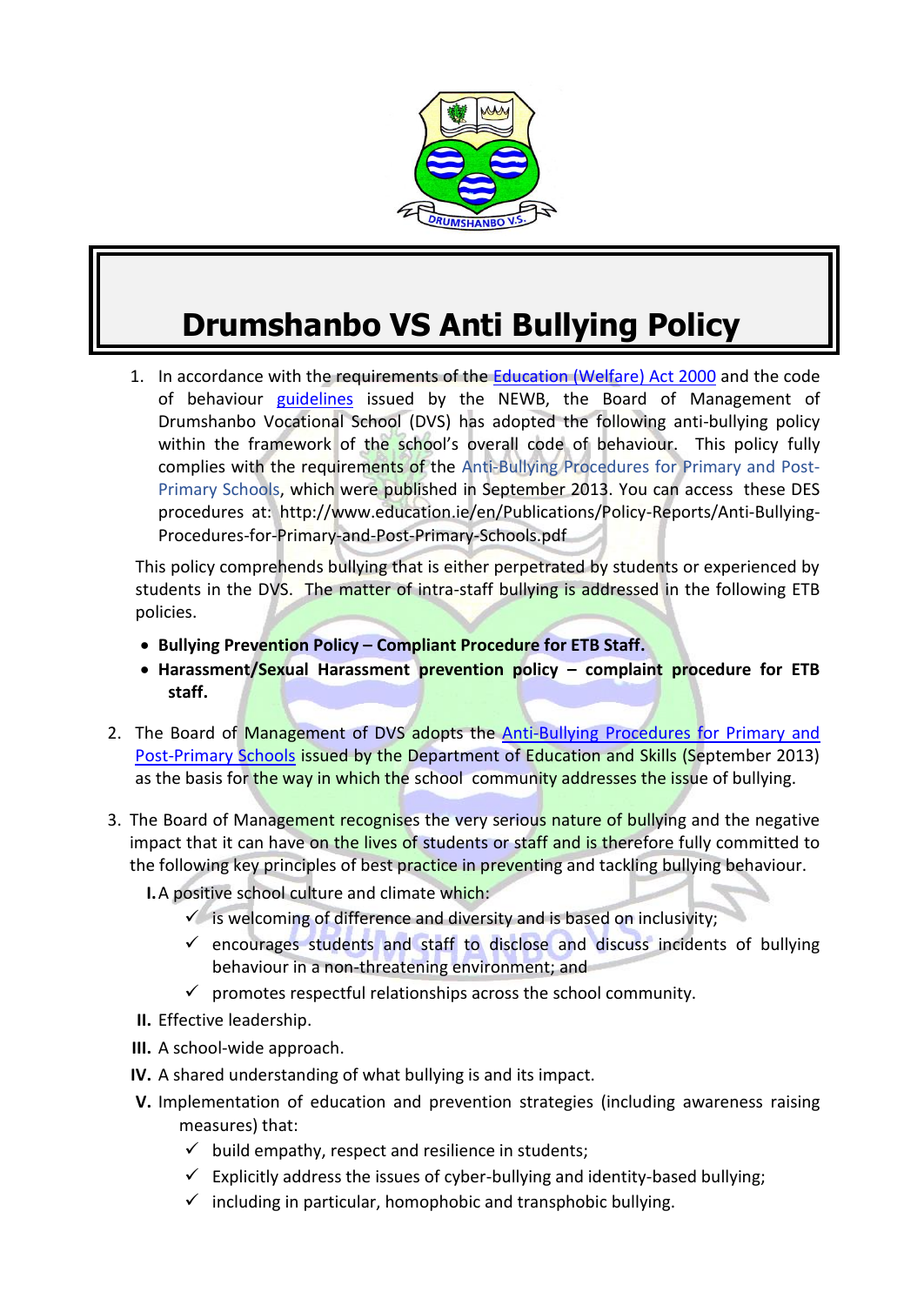# Drumshanbo VS Anti Bullying Policy

1. In accordance with the requirements of the Education (Welfare) Act 2000 and the code of behaviour guidelines issued by the NEWB, the Board of Management of Drumshanbo Vocational School (DVS) has adopted the following anti-bullying policy within the framework of the school's overall code of behaviour. This policy fully complies with the requirements of the Anti-Bullying Procedures for Primary and Post-Primary Schools, which were published in September 2013. You can access these DES procedures at: http://www.education.ie/en/Publications/Policy-Reports/Anti-Bullying-Procedures-for-Primary-and-Post-Primary-Schools.pdf

   This policy comprehends bullying that is either perpetrated by students or experienced by students in the DVS. The matter of intra-staff bullying is addressed in the following ETB policies.

   - **Bullying Prevention Policy – Compliant Procedure for ETB Staff.**
   - **Harassment/Sexual Harassment prevention policy – complaint procedure for ETB staff.**

2. The Board of Management of DVS adopts the Anti-Bullying Procedures for Primary and Post-Primary Schools issued by the Department of Education and Skills (September 2013) as the basis for the way in which the school community addresses the issue of bullying.

3. The Board of Management recognises the very serious nature of bullying and the negative impact that it can have on the lives of students or staff and is therefore fully committed to the following key principles of best practice in preventing and tackling bullying behaviour.

   I. A positive school culture and climate which:
      - ✓ is welcoming of difference and diversity and is based on inclusivity;
      - ✓ encourages students and staff to disclose and discuss incidents of bullying behaviour in a non-threatening environment; and
      - ✓ promotes respectful relationships across the school community.

   II. Effective leadership.

   III. A school-wide approach.

   IV. A shared understanding of what bullying is and its impact.

   V. Implementation of education and prevention strategies (including awareness raising measures) that:
      - ✓ build empathy, respect and resilience in students;
      - ✓ Explicitly address the issues of cyber-bullying and identity-based bullying;
      - ✓ including in particular, homophobic and transphobic bullying.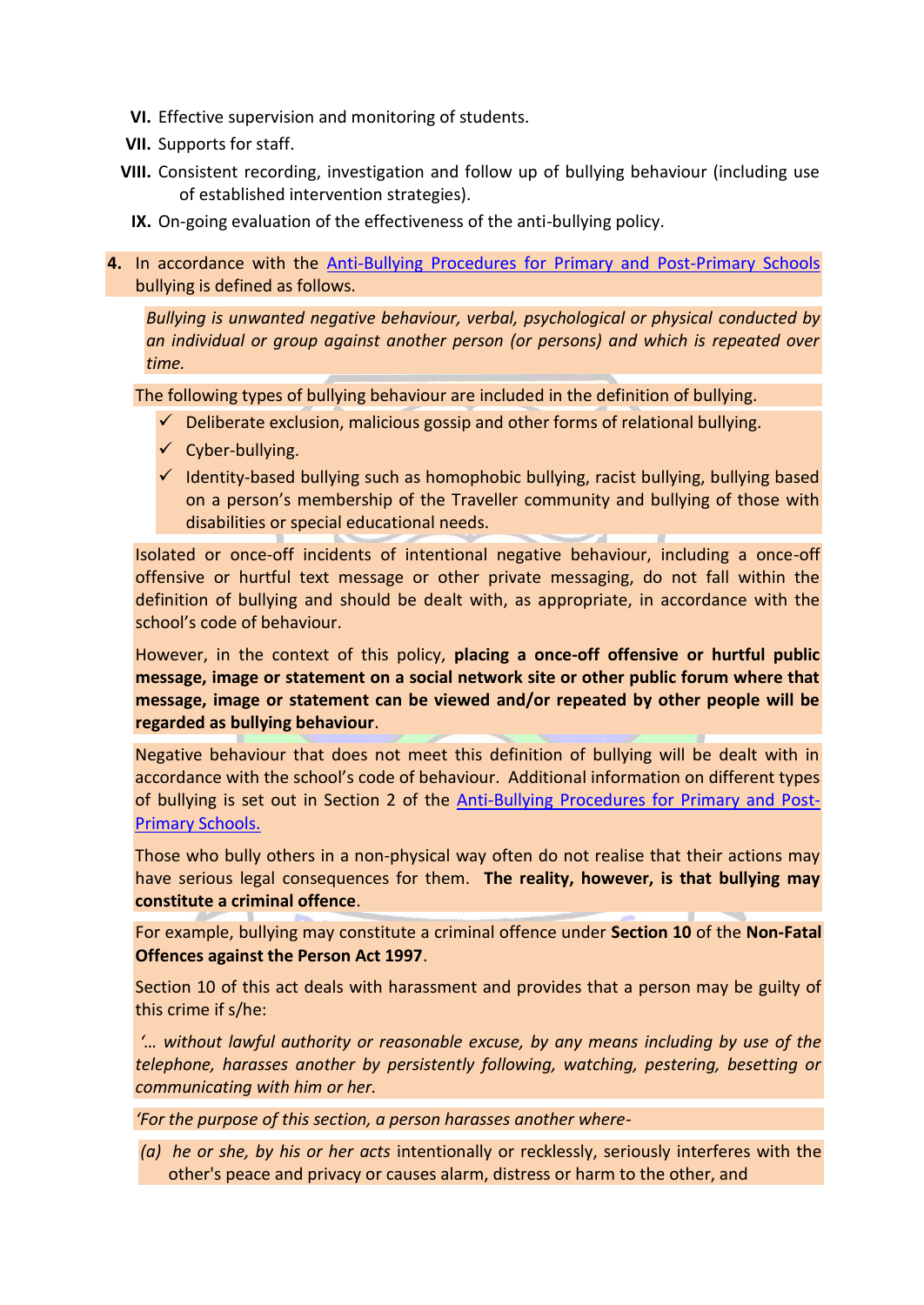VI. Effective supervision and monitoring of students.

VII. Supports for staff.

VIII. Consistent recording, investigation and follow up of bullying behaviour (including use of established intervention strategies).

IX. On-going evaluation of the effectiveness of the anti-bullying policy.

**4.** In accordance with the [Anti-Bullying Procedures for Primary and Post-Primary Schools]() bullying is defined as follows.

*Bullying is unwanted negative behaviour, verbal, psychological or physical conducted by an individual or group against another person (or persons) and which is repeated over time.*

The following types of bullying behaviour are included in the definition of bullying.

- ✓ Deliberate exclusion, malicious gossip and other forms of relational bullying.
- ✓ Cyber-bullying.
- ✓ Identity-based bullying such as homophobic bullying, racist bullying, bullying based on a person's membership of the Traveller community and bullying of those with disabilities or special educational needs.

Isolated or once-off incidents of intentional negative behaviour, including a once-off offensive or hurtful text message or other private messaging, do not fall within the definition of bullying and should be dealt with, as appropriate, in accordance with the school's code of behaviour.

However, in the context of this policy, **placing a once-off offensive or hurtful public message, image or statement on a social network site or other public forum where that message, image or statement can be viewed and/or repeated by other people will be regarded as bullying behaviour**.

Negative behaviour that does not meet this definition of bullying will be dealt with in accordance with the school's code of behaviour. Additional information on different types of bullying is set out in Section 2 of the [Anti-Bullying Procedures for Primary and Post-Primary Schools.]()

Those who bully others in a non-physical way often do not realise that their actions may have serious legal consequences for them. **The reality, however, is that bullying may constitute a criminal offence**.

For example, bullying may constitute a criminal offence under **Section 10** of the **Non-Fatal Offences against the Person Act 1997**.

Section 10 of this act deals with harassment and provides that a person may be guilty of this crime if s/he:

*'… without lawful authority or reasonable excuse, by any means including by use of the telephone, harasses another by persistently following, watching, pestering, besetting or communicating with him or her.*

*'For the purpose of this section, a person harasses another where-*

*(a) he or she, by his or her acts* intentionally or recklessly, seriously interferes with the other's peace and privacy or causes alarm, distress or harm to the other, and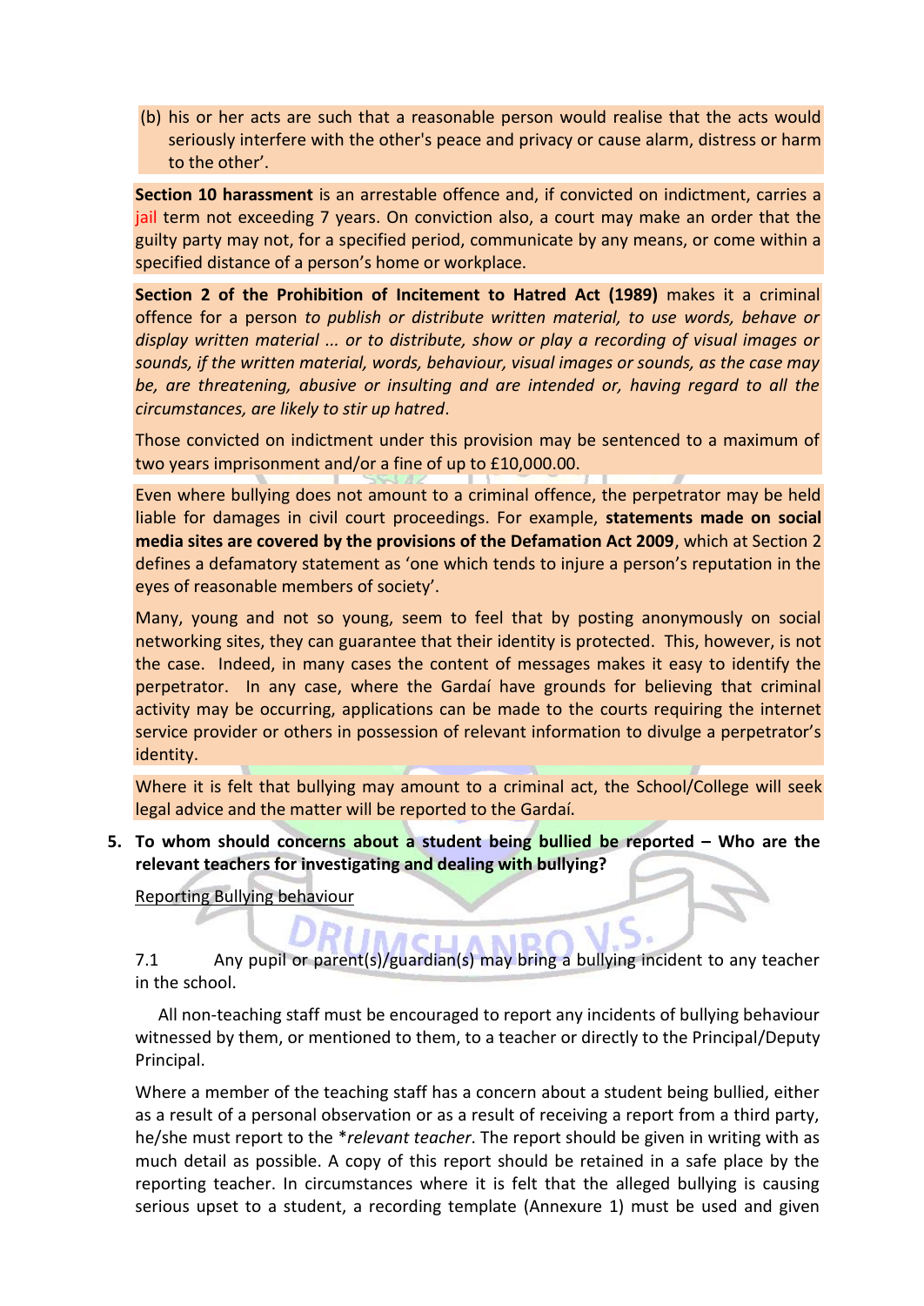(b) his or her acts are such that a reasonable person would realise that the acts would seriously interfere with the other's peace and privacy or cause alarm, distress or harm to the other'.

**Section 10 harassment** is an arrestable offence and, if convicted on indictment, carries a jail term not exceeding 7 years. On conviction also, a court may make an order that the guilty party may not, for a specified period, communicate by any means, or come within a specified distance of a person's home or workplace.

**Section 2 of the Prohibition of Incitement to Hatred Act (1989)** makes it a criminal offence for a person *to publish or distribute written material, to use words, behave or display written material ... or to distribute, show or play a recording of visual images or sounds, if the written material, words, behaviour, visual images or sounds, as the case may be, are threatening, abusive or insulting and are intended or, having regard to all the circumstances, are likely to stir up hatred*.

Those convicted on indictment under this provision may be sentenced to a maximum of two years imprisonment and/or a fine of up to £10,000.00.

Even where bullying does not amount to a criminal offence, the perpetrator may be held liable for damages in civil court proceedings. For example, **statements made on social media sites are covered by the provisions of the Defamation Act 2009**, which at Section 2 defines a defamatory statement as 'one which tends to injure a person's reputation in the eyes of reasonable members of society'.

Many, young and not so young, seem to feel that by posting anonymously on social networking sites, they can guarantee that their identity is protected. This, however, is not the case. Indeed, in many cases the content of messages makes it easy to identify the perpetrator. In any case, where the Gardaí have grounds for believing that criminal activity may be occurring, applications can be made to the courts requiring the internet service provider or others in possession of relevant information to divulge a perpetrator's identity.

Where it is felt that bullying may amount to a criminal act, the School/College will seek legal advice and the matter will be reported to the Gardaí.

5. **To whom should concerns about a student being bullied be reported – Who are the relevant teachers for investigating and dealing with bullying?**

Reporting Bullying behaviour

7.1 Any pupil or parent(s)/guardian(s) may bring a bullying incident to any teacher in the school.

All non-teaching staff must be encouraged to report any incidents of bullying behaviour witnessed by them, or mentioned to them, to a teacher or directly to the Principal/Deputy Principal.

Where a member of the teaching staff has a concern about a student being bullied, either as a result of a personal observation or as a result of receiving a report from a third party, he/she must report to the **relevant teacher*. The report should be given in writing with as much detail as possible. A copy of this report should be retained in a safe place by the reporting teacher. In circumstances where it is felt that the alleged bullying is causing serious upset to a student, a recording template (Annexure 1) must be used and given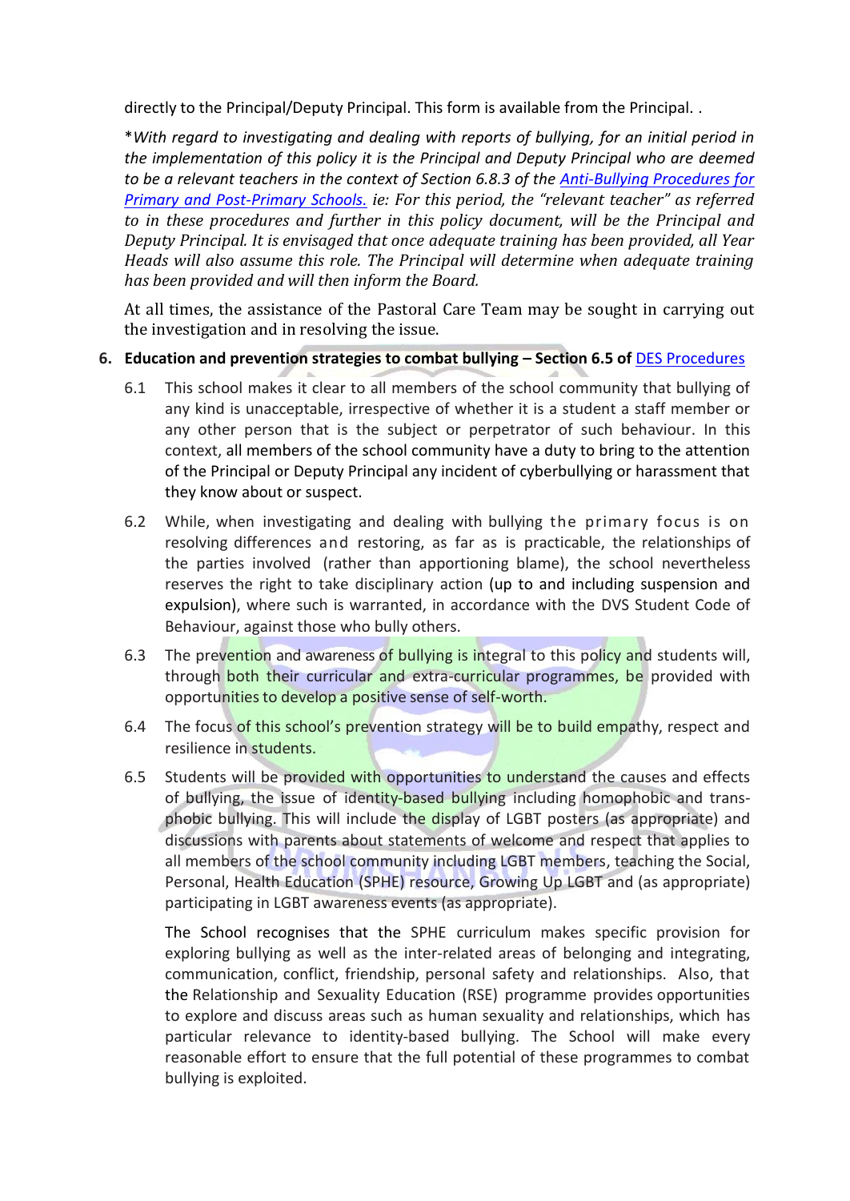directly to the Principal/Deputy Principal. This form is available from the Principal. .

**With regard to investigating and dealing with reports of bullying, for an initial period in the implementation of this policy it is the Principal and Deputy Principal who are deemed to be a relevant teachers in the context of Section 6.8.3 of the [Anti-Bullying Procedures for Primary and Post-Primary Schools.](#) ie: For this period, the "relevant teacher" as referred to in these procedures and further in this policy document, will be the Principal and Deputy Principal. It is envisaged that once adequate training has been provided, all Year Heads will also assume this role. The Principal will determine when adequate training has been provided and will then inform the Board.*

At all times, the assistance of the Pastoral Care Team may be sought in carrying out the investigation and in resolving the issue.

6. **Education and prevention strategies to combat bullying – Section 6.5 of [DES Procedures](#)**

6.1 This school makes it clear to all members of the school community that bullying of any kind is unacceptable, irrespective of whether it is a student a staff member or any other person that is the subject or perpetrator of such behaviour. In this context, all members of the school community have a duty to bring to the attention of the Principal or Deputy Principal any incident of cyberbullying or harassment that they know about or suspect.

6.2 While, when investigating and dealing with bullying the primary focus is on resolving differences and restoring, as far as is practicable, the relationships of the parties involved (rather than apportioning blame), the school nevertheless reserves the right to take disciplinary action (up to and including suspension and expulsion), where such is warranted, in accordance with the DVS Student Code of Behaviour, against those who bully others.

6.3 The prevention and awareness of bullying is integral to this policy and students will, through both their curricular and extra-curricular programmes, be provided with opportunities to develop a positive sense of self-worth.

6.4 The focus of this school's prevention strategy will be to build empathy, respect and resilience in students.

6.5 Students will be provided with opportunities to understand the causes and effects of bullying, the issue of identity-based bullying including homophobic and trans-phobic bullying. This will include the display of LGBT posters (as appropriate) and discussions with parents about statements of welcome and respect that applies to all members of the school community including LGBT members, teaching the Social, Personal, Health Education (SPHE) resource, Growing Up LGBT and (as appropriate) participating in LGBT awareness events (as appropriate).

The School recognises that the SPHE curriculum makes specific provision for exploring bullying as well as the inter-related areas of belonging and integrating, communication, conflict, friendship, personal safety and relationships. Also, that the Relationship and Sexuality Education (RSE) programme provides opportunities to explore and discuss areas such as human sexuality and relationships, which has particular relevance to identity-based bullying. The School will make every reasonable effort to ensure that the full potential of these programmes to combat bullying is exploited.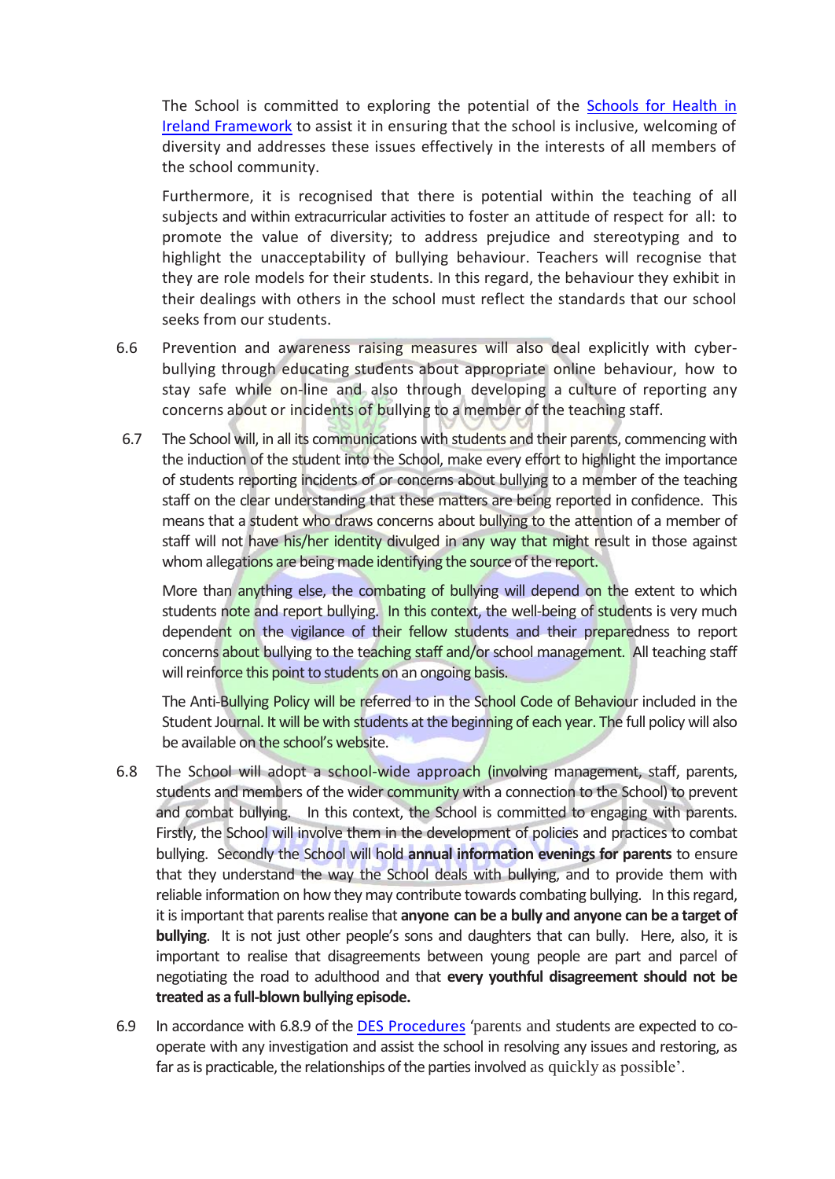The School is committed to exploring the potential of the Schools for Health in Ireland Framework to assist it in ensuring that the school is inclusive, welcoming of diversity and addresses these issues effectively in the interests of all members of the school community.

Furthermore, it is recognised that there is potential within the teaching of all subjects and within extracurricular activities to foster an attitude of respect for all: to promote the value of diversity; to address prejudice and stereotyping and to highlight the unacceptability of bullying behaviour. Teachers will recognise that they are role models for their students. In this regard, the behaviour they exhibit in their dealings with others in the school must reflect the standards that our school seeks from our students.

6.6 Prevention and awareness raising measures will also deal explicitly with cyber-bullying through educating students about appropriate online behaviour, how to stay safe while on-line and also through developing a culture of reporting any concerns about or incidents of bullying to a member of the teaching staff.

6.7 The School will, in all its communications with students and their parents, commencing with the induction of the student into the School, make every effort to highlight the importance of students reporting incidents of or concerns about bullying to a member of the teaching staff on the clear understanding that these matters are being reported in confidence. This means that a student who draws concerns about bullying to the attention of a member of staff will not have his/her identity divulged in any way that might result in those against whom allegations are being made identifying the source of the report.

More than anything else, the combating of bullying will depend on the extent to which students note and report bullying. In this context, the well-being of students is very much dependent on the vigilance of their fellow students and their preparedness to report concerns about bullying to the teaching staff and/or school management. All teaching staff will reinforce this point to students on an ongoing basis.

The Anti-Bullying Policy will be referred to in the School Code of Behaviour included in the Student Journal. It will be with students at the beginning of each year. The full policy will also be available on the school's website.

6.8 The School will adopt a school-wide approach (involving management, staff, parents, students and members of the wider community with a connection to the School) to prevent and combat bullying. In this context, the School is committed to engaging with parents. Firstly, the School will involve them in the development of policies and practices to combat bullying. Secondly the School will hold **annual information evenings for parents** to ensure that they understand the way the School deals with bullying, and to provide them with reliable information on how they may contribute towards combating bullying. In this regard, it is important that parents realise that **anyone can be a bully and anyone can be a target of bullying**. It is not just other people's sons and daughters that can bully. Here, also, it is important to realise that disagreements between young people are part and parcel of negotiating the road to adulthood and that **every youthful disagreement should not be treated as a full-blown bullying episode.**

6.9 In accordance with 6.8.9 of the DES Procedures 'parents and students are expected to co-operate with any investigation and assist the school in resolving any issues and restoring, as far as is practicable, the relationships of the parties involved as quickly as possible'.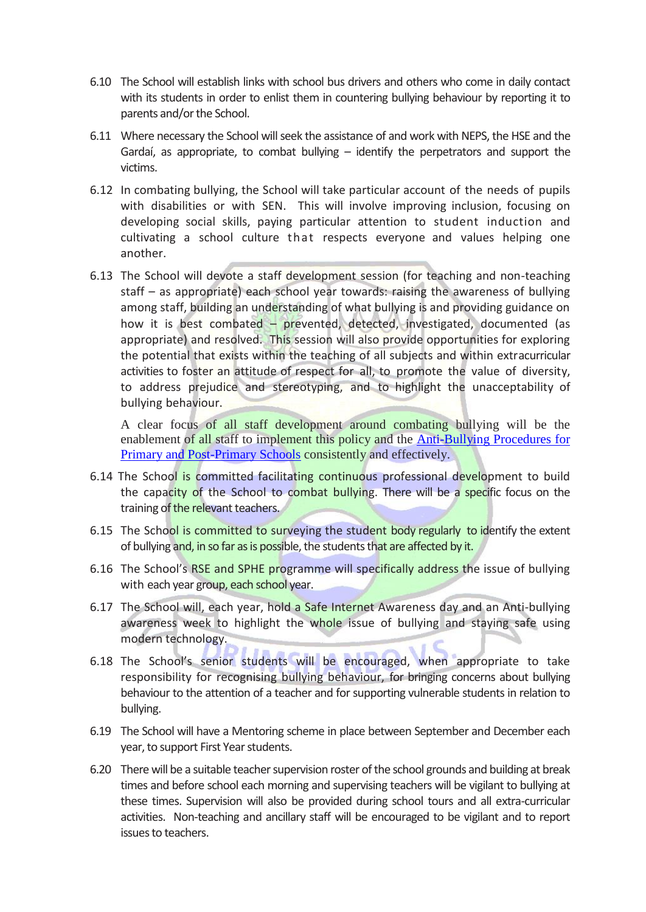6.10 The School will establish links with school bus drivers and others who come in daily contact with its students in order to enlist them in countering bullying behaviour by reporting it to parents and/or the School.

6.11 Where necessary the School will seek the assistance of and work with NEPS, the HSE and the Gardaí, as appropriate, to combat bullying – identify the perpetrators and support the victims.

6.12 In combating bullying, the School will take particular account of the needs of pupils with disabilities or with SEN. This will involve improving inclusion, focusing on developing social skills, paying particular attention to student induction and cultivating a school culture that respects everyone and values helping one another.

6.13 The School will devote a staff development session (for teaching and non-teaching staff – as appropriate) each school year towards: raising the awareness of bullying among staff, building an understanding of what bullying is and providing guidance on how it is best combated – prevented, detected, investigated, documented (as appropriate) and resolved. This session will also provide opportunities for exploring the potential that exists within the teaching of all subjects and within extracurricular activities to foster an attitude of respect for all, to promote the value of diversity, to address prejudice and stereotyping, and to highlight the unacceptability of bullying behaviour.

A clear focus of all staff development around combating bullying will be the enablement of all staff to implement this policy and the Anti-Bullying Procedures for Primary and Post-Primary Schools consistently and effectively.

6.14 The School is committed facilitating continuous professional development to build the capacity of the School to combat bullying. There will be a specific focus on the training of the relevant teachers.

6.15 The School is committed to surveying the student body regularly to identify the extent of bullying and, in so far as is possible, the students that are affected by it.

6.16 The School's RSE and SPHE programme will specifically address the issue of bullying with each year group, each school year.

6.17 The School will, each year, hold a Safe Internet Awareness day and an Anti-bullying awareness week to highlight the whole issue of bullying and staying safe using modern technology.

6.18 The School's senior students will be encouraged, when appropriate to take responsibility for recognising bullying behaviour, for bringing concerns about bullying behaviour to the attention of a teacher and for supporting vulnerable students in relation to bullying.

6.19 The School will have a Mentoring scheme in place between September and December each year, to support First Year students.

6.20 There will be a suitable teacher supervision roster of the school grounds and building at break times and before school each morning and supervising teachers will be vigilant to bullying at these times. Supervision will also be provided during school tours and all extra-curricular activities. Non-teaching and ancillary staff will be encouraged to be vigilant and to report issues to teachers.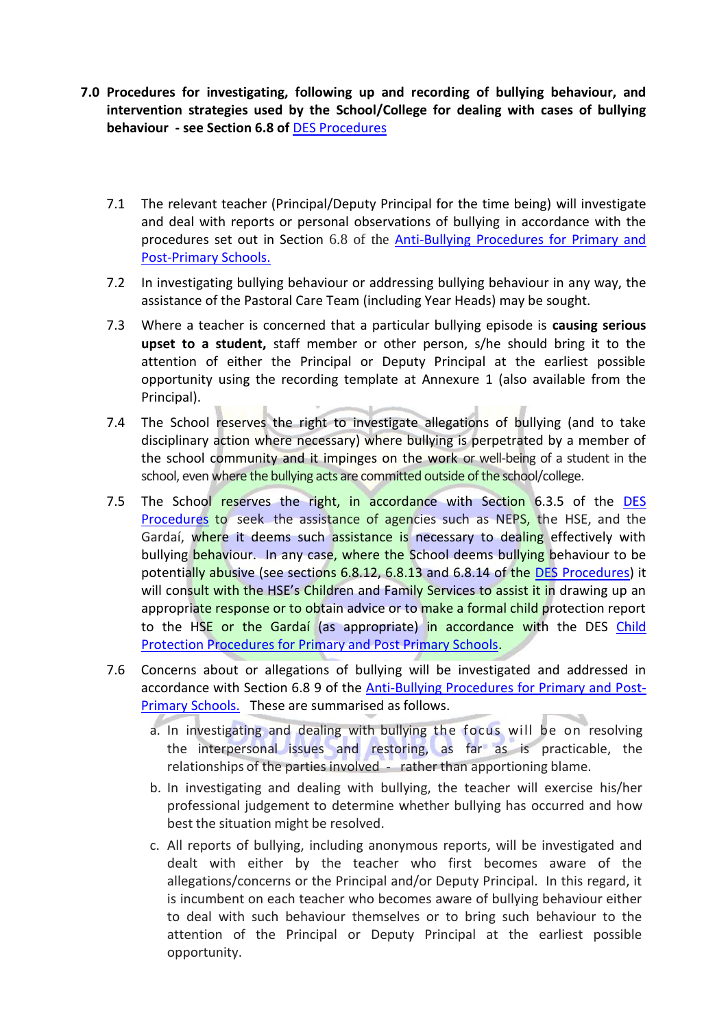## 7.0 Procedures for investigating, following up and recording of bullying behaviour, and intervention strategies used by the School/College for dealing with cases of bullying behaviour - see Section 6.8 of DES Procedures

7.1 The relevant teacher (Principal/Deputy Principal for the time being) will investigate and deal with reports or personal observations of bullying in accordance with the procedures set out in Section 6.8 of the Anti-Bullying Procedures for Primary and Post-Primary Schools.

7.2 In investigating bullying behaviour or addressing bullying behaviour in any way, the assistance of the Pastoral Care Team (including Year Heads) may be sought.

7.3 Where a teacher is concerned that a particular bullying episode is **causing serious upset to a student,** staff member or other person, s/he should bring it to the attention of either the Principal or Deputy Principal at the earliest possible opportunity using the recording template at Annexure 1 (also available from the Principal).

7.4 The School reserves the right to investigate allegations of bullying (and to take disciplinary action where necessary) where bullying is perpetrated by a member of the school community and it impinges on the work or well-being of a student in the school, even where the bullying acts are committed outside of the school/college.

7.5 The School reserves the right, in accordance with Section 6.3.5 of the DES Procedures to seek the assistance of agencies such as NEPS, the HSE, and the Gardaí, where it deems such assistance is necessary to dealing effectively with bullying behaviour. In any case, where the School deems bullying behaviour to be potentially abusive (see sections 6.8.12, 6.8.13 and 6.8.14 of the DES Procedures) it will consult with the HSE's Children and Family Services to assist it in drawing up an appropriate response or to obtain advice or to make a formal child protection report to the HSE or the Gardaí (as appropriate) in accordance with the DES Child Protection Procedures for Primary and Post Primary Schools.

7.6 Concerns about or allegations of bullying will be investigated and addressed in accordance with Section 6.8 9 of the Anti-Bullying Procedures for Primary and Post-Primary Schools. These are summarised as follows.

a. In investigating and dealing with bullying the focus will be on resolving the interpersonal issues and restoring, as far as is practicable, the relationships of the parties involved - rather than apportioning blame.

b. In investigating and dealing with bullying, the teacher will exercise his/her professional judgement to determine whether bullying has occurred and how best the situation might be resolved.

c. All reports of bullying, including anonymous reports, will be investigated and dealt with either by the teacher who first becomes aware of the allegations/concerns or the Principal and/or Deputy Principal. In this regard, it is incumbent on each teacher who becomes aware of bullying behaviour either to deal with such behaviour themselves or to bring such behaviour to the attention of the Principal or Deputy Principal at the earliest possible opportunity.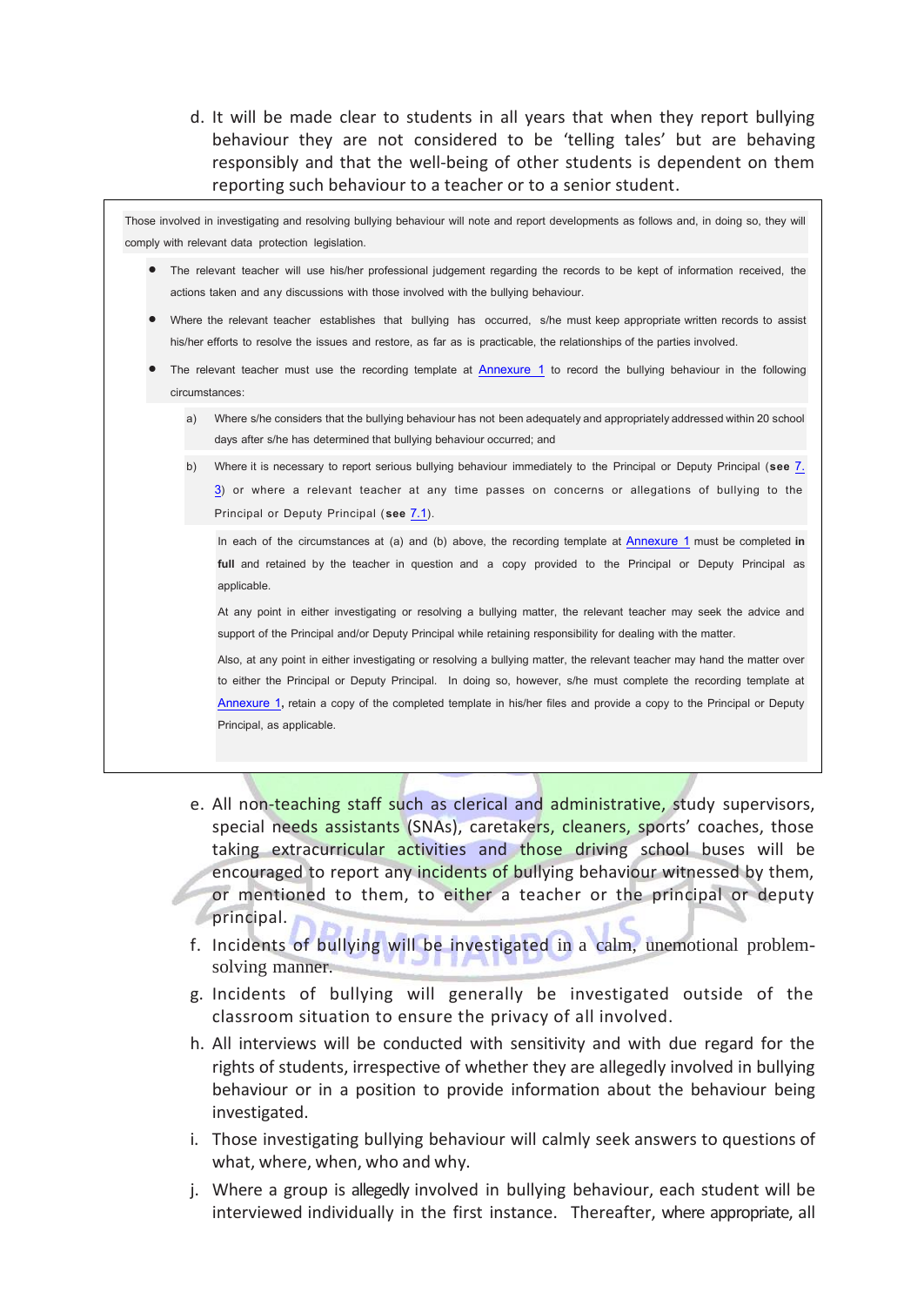d. It will be made clear to students in all years that when they report bullying behaviour they are not considered to be 'telling tales' but are behaving responsibly and that the well-being of other students is dependent on them reporting such behaviour to a teacher or to a senior student.

Those involved in investigating and resolving bullying behaviour will note and report developments as follows and, in doing so, they will comply with relevant data protection legislation.

- The relevant teacher will use his/her professional judgement regarding the records to be kept of information received, the actions taken and any discussions with those involved with the bullying behaviour.
- Where the relevant teacher establishes that bullying has occurred, s/he must keep appropriate written records to assist his/her efforts to resolve the issues and restore, as far as is practicable, the relationships of the parties involved.
- The relevant teacher must use the recording template at Annexure 1 to record the bullying behaviour in the following circumstances:

  a) Where s/he considers that the bullying behaviour has not been adequately and appropriately addressed within 20 school days after s/he has determined that bullying behaviour occurred; and

  b) Where it is necessary to report serious bullying behaviour immediately to the Principal or Deputy Principal (**see** 7.3) or where a relevant teacher at any time passes on concerns or allegations of bullying to the Principal or Deputy Principal (**see** 7.1).

  In each of the circumstances at (a) and (b) above, the recording template at Annexure 1 must be completed **in full** and retained by the teacher in question and a copy provided to the Principal or Deputy Principal as applicable.

  At any point in either investigating or resolving a bullying matter, the relevant teacher may seek the advice and support of the Principal and/or Deputy Principal while retaining responsibility for dealing with the matter.

  Also, at any point in either investigating or resolving a bullying matter, the relevant teacher may hand the matter over to either the Principal or Deputy Principal. In doing so, however, s/he must complete the recording template at Annexure 1**,** retain a copy of the completed template in his/her files and provide a copy to the Principal or Deputy Principal, as applicable.

e. All non-teaching staff such as clerical and administrative, study supervisors, special needs assistants (SNAs), caretakers, cleaners, sports' coaches, those taking extracurricular activities and those driving school buses will be encouraged to report any incidents of bullying behaviour witnessed by them, or mentioned to them, to either a teacher or the principal or deputy principal.

f. Incidents of bullying will be investigated in a calm, unemotional problem-solving manner.

g. Incidents of bullying will generally be investigated outside of the classroom situation to ensure the privacy of all involved.

h. All interviews will be conducted with sensitivity and with due regard for the rights of students, irrespective of whether they are allegedly involved in bullying behaviour or in a position to provide information about the behaviour being investigated.

i. Those investigating bullying behaviour will calmly seek answers to questions of what, where, when, who and why.

j. Where a group is allegedly involved in bullying behaviour, each student will be interviewed individually in the first instance. Thereafter, where appropriate, all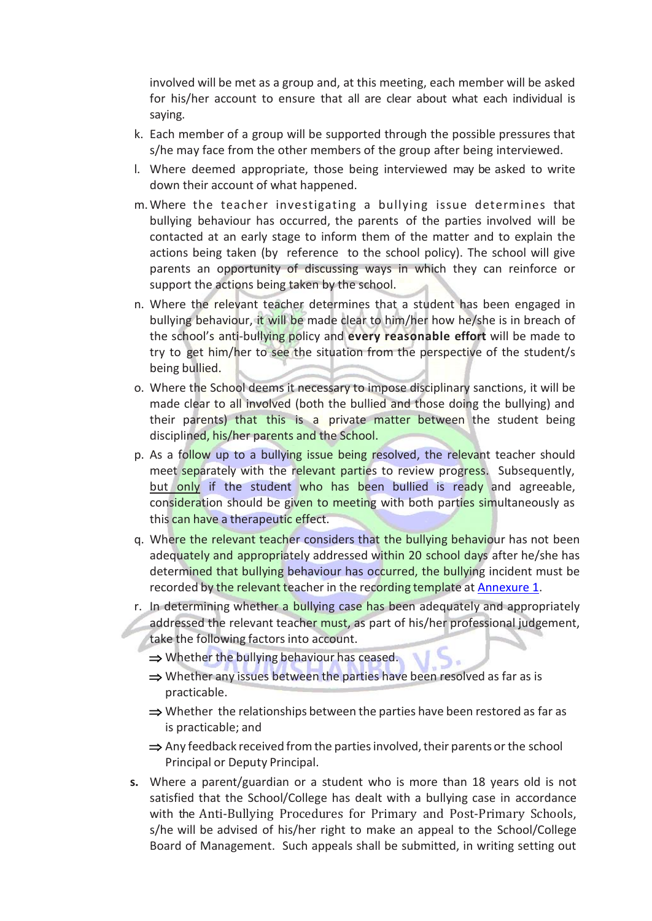involved will be met as a group and, at this meeting, each member will be asked for his/her account to ensure that all are clear about what each individual is saying.

k. Each member of a group will be supported through the possible pressures that s/he may face from the other members of the group after being interviewed.

l. Where deemed appropriate, those being interviewed may be asked to write down their account of what happened.

m. Where the teacher investigating a bullying issue determines that bullying behaviour has occurred, the parents of the parties involved will be contacted at an early stage to inform them of the matter and to explain the actions being taken (by reference to the school policy). The school will give parents an opportunity of discussing ways in which they can reinforce or support the actions being taken by the school.

n. Where the relevant teacher determines that a student has been engaged in bullying behaviour, it will be made clear to him/her how he/she is in breach of the school's anti-bullying policy and **every reasonable effort** will be made to try to get him/her to see the situation from the perspective of the student/s being bullied.

o. Where the School deems it necessary to impose disciplinary sanctions, it will be made clear to all involved (both the bullied and those doing the bullying) and their parents) that this is a private matter between the student being disciplined, his/her parents and the School.

p. As a follow up to a bullying issue being resolved, the relevant teacher should meet separately with the relevant parties to review progress. Subsequently, <u>but only</u> if the student who has been bullied is ready and agreeable, consideration should be given to meeting with both parties simultaneously as this can have a therapeutic effect.

q. Where the relevant teacher considers that the bullying behaviour has not been adequately and appropriately addressed within 20 school days after he/she has determined that bullying behaviour has occurred, the bullying incident must be recorded by the relevant teacher in the recording template at [Annexure 1](#).

r. In determining whether a bullying case has been adequately and appropriately addressed the relevant teacher must, as part of his/her professional judgement, take the following factors into account.
   - ⇒ Whether the bullying behaviour has ceased.
   - ⇒ Whether any issues between the parties have been resolved as far as is practicable.
   - ⇒ Whether the relationships between the parties have been restored as far as is practicable; and
   - ⇒ Any feedback received from the parties involved, their parents or the school Principal or Deputy Principal.

**s.** Where a parent/guardian or a student who is more than 18 years old is not satisfied that the School/College has dealt with a bullying case in accordance with the Anti-Bullying Procedures for Primary and Post-Primary Schools, s/he will be advised of his/her right to make an appeal to the School/College Board of Management. Such appeals shall be submitted, in writing setting out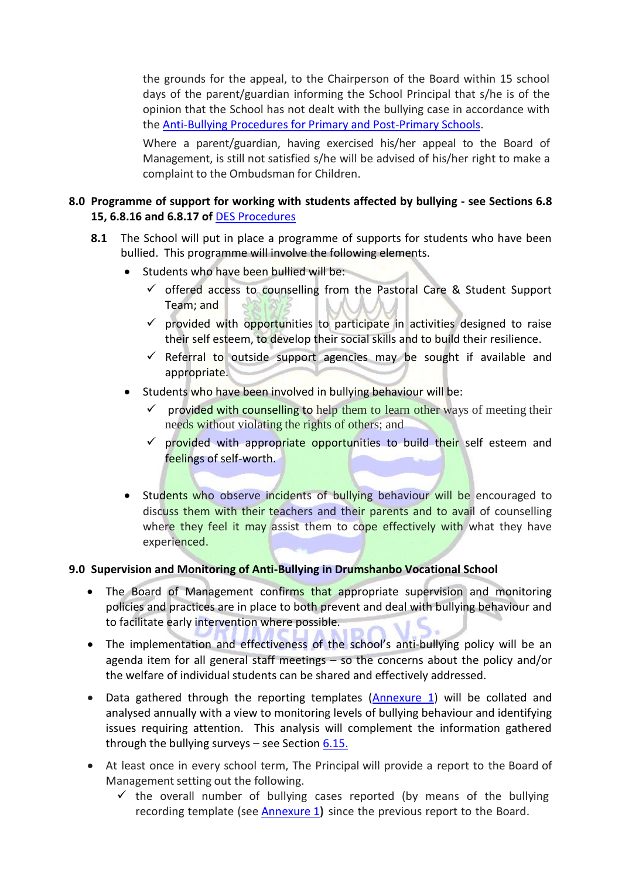the grounds for the appeal, to the Chairperson of the Board within 15 school days of the parent/guardian informing the School Principal that s/he is of the opinion that the School has not dealt with the bullying case in accordance with the Anti-Bullying Procedures for Primary and Post-Primary Schools.

Where a parent/guardian, having exercised his/her appeal to the Board of Management, is still not satisfied s/he will be advised of his/her right to make a complaint to the Ombudsman for Children.

## 8.0 Programme of support for working with students affected by bullying - see Sections 6.8 15, 6.8.16 and 6.8.17 of DES Procedures

**8.1** The School will put in place a programme of supports for students who have been bullied. This programme will involve the following elements.

- Students who have been bullied will be:
  - ✓ offered access to counselling from the Pastoral Care & Student Support Team; and
  - ✓ provided with opportunities to participate in activities designed to raise their self esteem, to develop their social skills and to build their resilience.
  - ✓ Referral to outside support agencies may be sought if available and appropriate.
- Students who have been involved in bullying behaviour will be:
  - ✓ provided with counselling to help them to learn other ways of meeting their needs without violating the rights of others; and
  - ✓ provided with appropriate opportunities to build their self esteem and feelings of self-worth.
- Students who observe incidents of bullying behaviour will be encouraged to discuss them with their teachers and their parents and to avail of counselling where they feel it may assist them to cope effectively with what they have experienced.

## 9.0 Supervision and Monitoring of Anti-Bullying in Drumshanbo Vocational School

- The Board of Management confirms that appropriate supervision and monitoring policies and practices are in place to both prevent and deal with bullying behaviour and to facilitate early intervention where possible.
- The implementation and effectiveness of the school's anti-bullying policy will be an agenda item for all general staff meetings – so the concerns about the policy and/or the welfare of individual students can be shared and effectively addressed.
- Data gathered through the reporting templates (Annexure 1) will be collated and analysed annually with a view to monitoring levels of bullying behaviour and identifying issues requiring attention. This analysis will complement the information gathered through the bullying surveys – see Section 6.15.
- At least once in every school term, The Principal will provide a report to the Board of Management setting out the following.
  - ✓ the overall number of bullying cases reported (by means of the bullying recording template (see Annexure 1**)** since the previous report to the Board.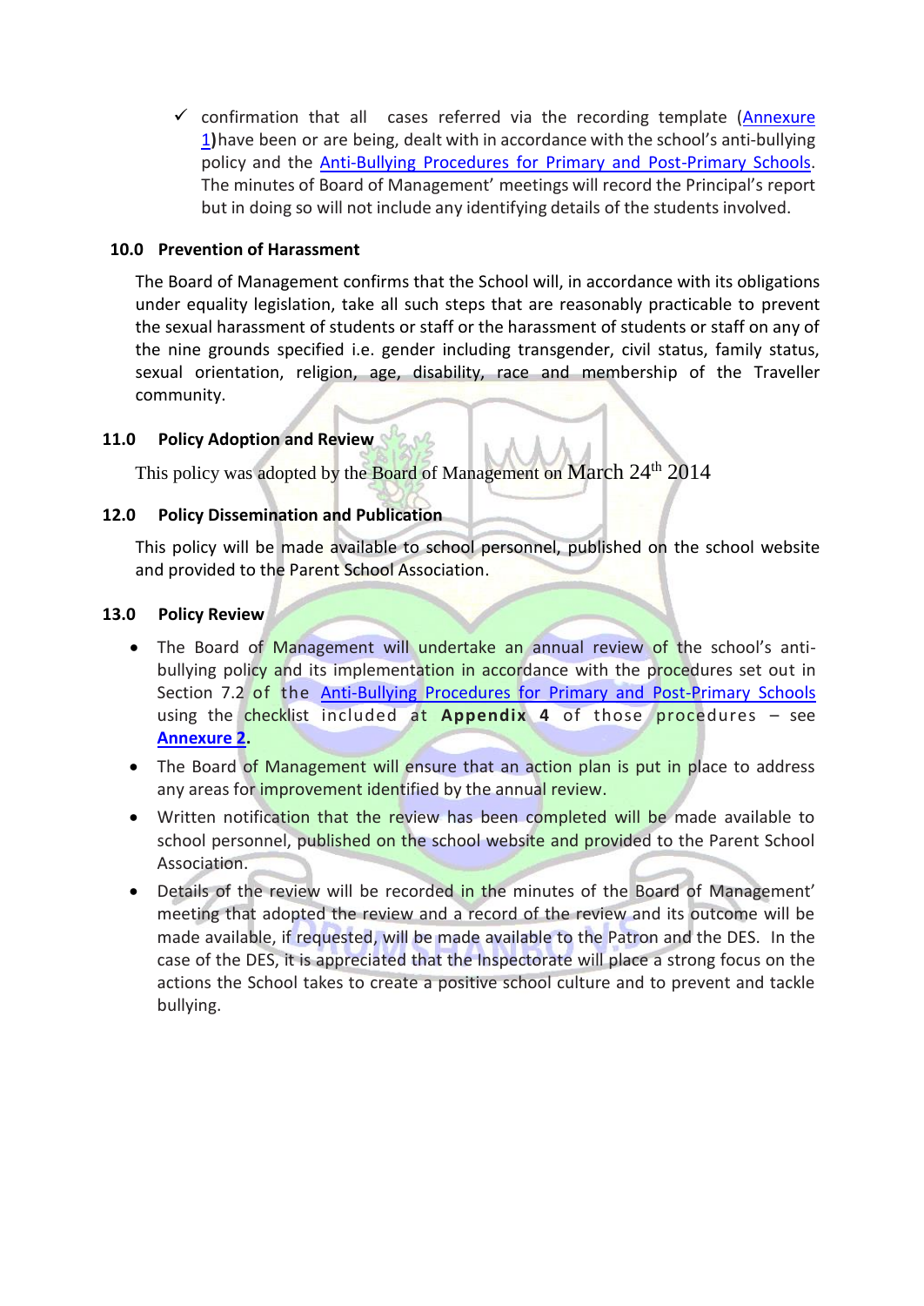- ✓ confirmation that all cases referred via the recording template (Annexure 1)have been or are being, dealt with in accordance with the school's anti-bullying policy and the Anti-Bullying Procedures for Primary and Post-Primary Schools. The minutes of Board of Management' meetings will record the Principal's report but in doing so will not include any identifying details of the students involved.

## 10.0 Prevention of Harassment

The Board of Management confirms that the School will, in accordance with its obligations under equality legislation, take all such steps that are reasonably practicable to prevent the sexual harassment of students or staff or the harassment of students or staff on any of the nine grounds specified i.e. gender including transgender, civil status, family status, sexual orientation, religion, age, disability, race and membership of the Traveller community.

## 11.0 Policy Adoption and Review

This policy was adopted by the Board of Management on March 24th 2014

## 12.0 Policy Dissemination and Publication

This policy will be made available to school personnel, published on the school website and provided to the Parent School Association.

## 13.0 Policy Review

- The Board of Management will undertake an annual review of the school's anti-bullying policy and its implementation in accordance with the procedures set out in Section 7.2 of the Anti-Bullying Procedures for Primary and Post-Primary Schools using the checklist included at **Appendix 4** of those procedures – see **Annexure 2**.
- The Board of Management will ensure that an action plan is put in place to address any areas for improvement identified by the annual review.
- Written notification that the review has been completed will be made available to school personnel, published on the school website and provided to the Parent School Association.
- Details of the review will be recorded in the minutes of the Board of Management' meeting that adopted the review and a record of the review and its outcome will be made available, if requested, will be made available to the Patron and the DES. In the case of the DES, it is appreciated that the Inspectorate will place a strong focus on the actions the School takes to create a positive school culture and to prevent and tackle bullying.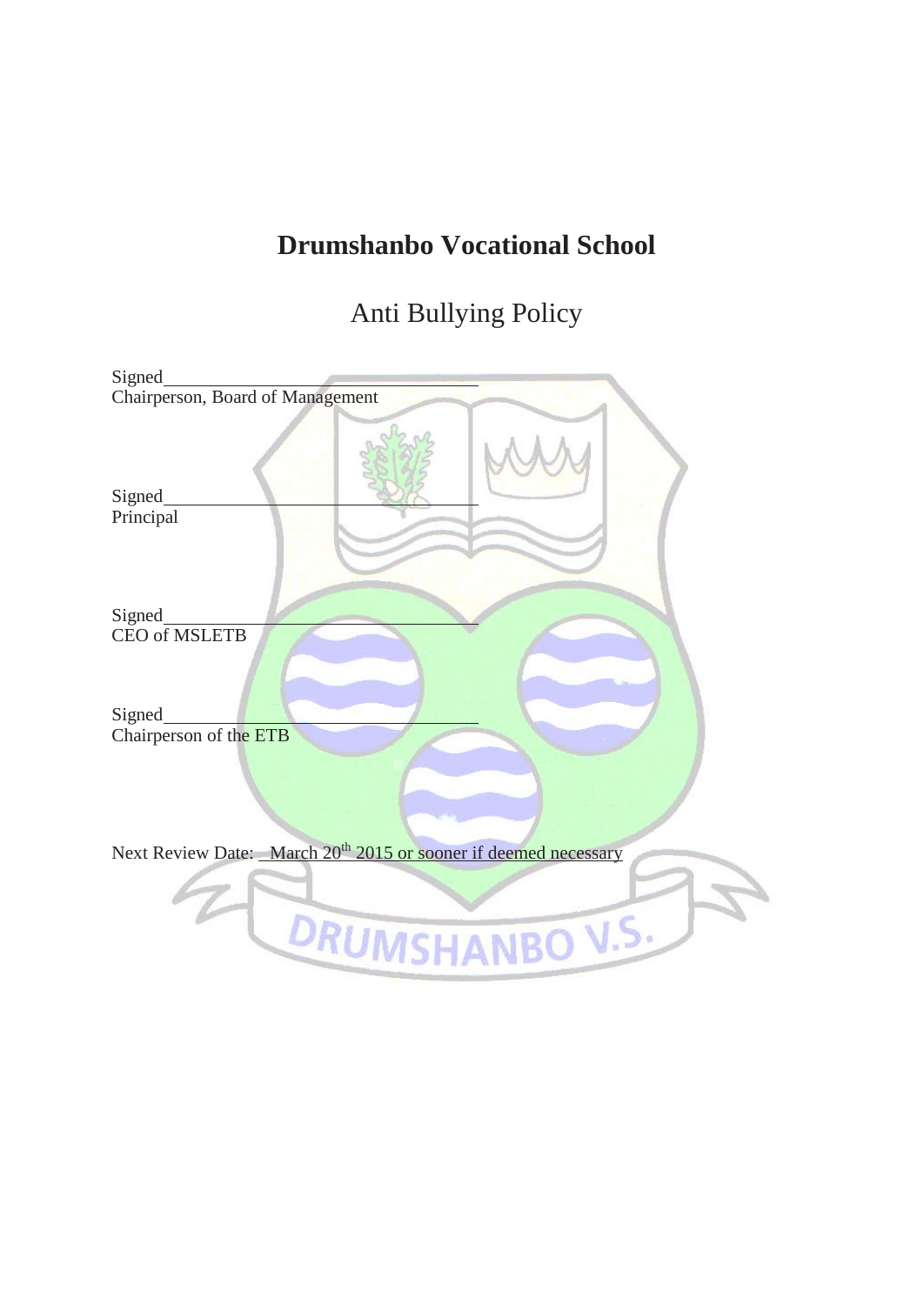# Drumshanbo Vocational School

## Anti Bullying Policy

Signed_______________________________________
Chairperson, Board of Management

Signed_______________________________________
Principal

Signed_______________________________________
CEO of MSLETB

Signed_______________________________________
Chairperson of the ETB

Next Review Date: March 20th 2015 or sooner if deemed necessary

DRUMSHANBO V.S.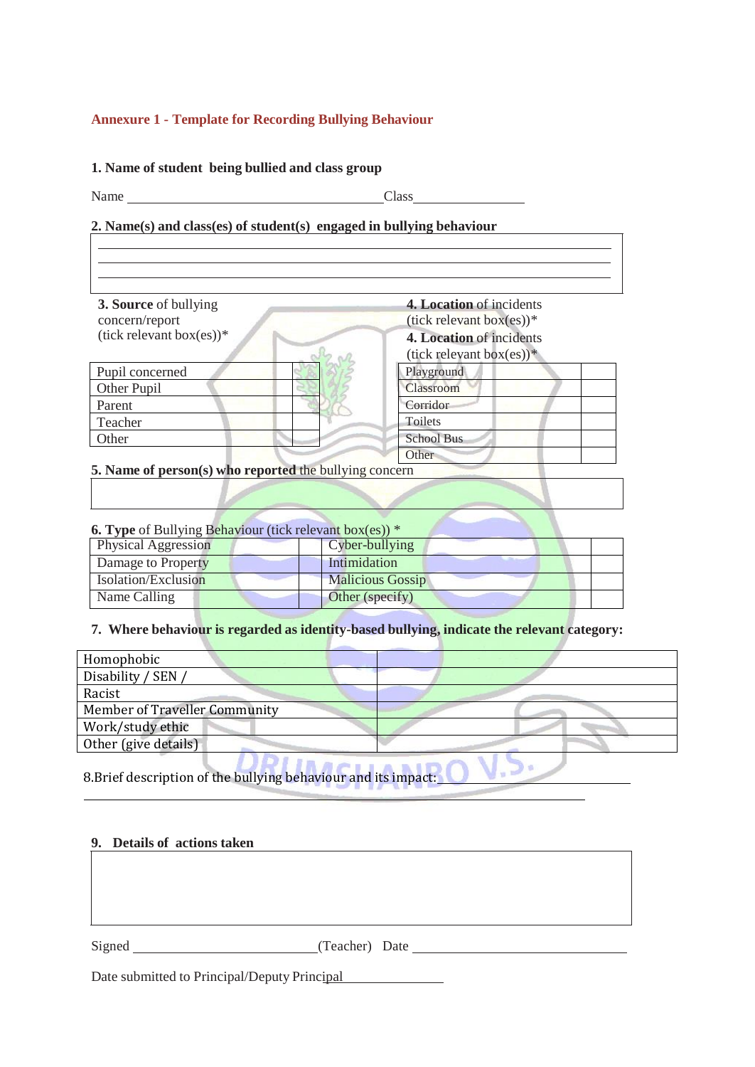## Annexure 1 - Template for Recording Bullying Behaviour

**1. Name of student being bullied and class group**

Name ______________________________________ Class________________

**2. Name(s) and class(es) of student(s) engaged in bullying behaviour**

| |
|---|
| |

**3. Source** of bullying concern/report (tick relevant box(es))*

| | |
|---|---|
| Pupil concerned | |
| Other Pupil | |
| Parent | |
| Teacher | |
| Other | |

**4. Location** of incidents (tick relevant box(es))*

**4. Location** of incidents (tick relevant box(es))*

| | |
|---|---|
| Playground | |
| Classroom | |
| Corridor | |
| Toilets | |
| School Bus | |
| Other | |

**5. Name of person(s) who reported** the bullying concern

| |
|---|
| |

**6. Type** of Bullying Behaviour (tick relevant box(es)) *

| | | | |
|---|---|---|---|
| Physical Aggression | | Cyber-bullying | |
| Damage to Property | | Intimidation | |
| Isolation/Exclusion | | Malicious Gossip | |
| Name Calling | | Other (specify) | |

**7. Where behaviour is regarded as identity-based bullying, indicate the relevant category:**

| | |
|---|---|
| Homophobic | |
| Disability / SEN / | |
| Racist | |
| Member of Traveller Community | |
| Work/study ethic | |
| Other (give details) | |

8.Brief description of the bullying behaviour and its impact: ______________________________

______________________________________________________________________

**9. Details of actions taken**

| |
|---|
| |

Signed ____________________________(Teacher) Date ________________________________

Date submitted to Principal/Deputy Principal________________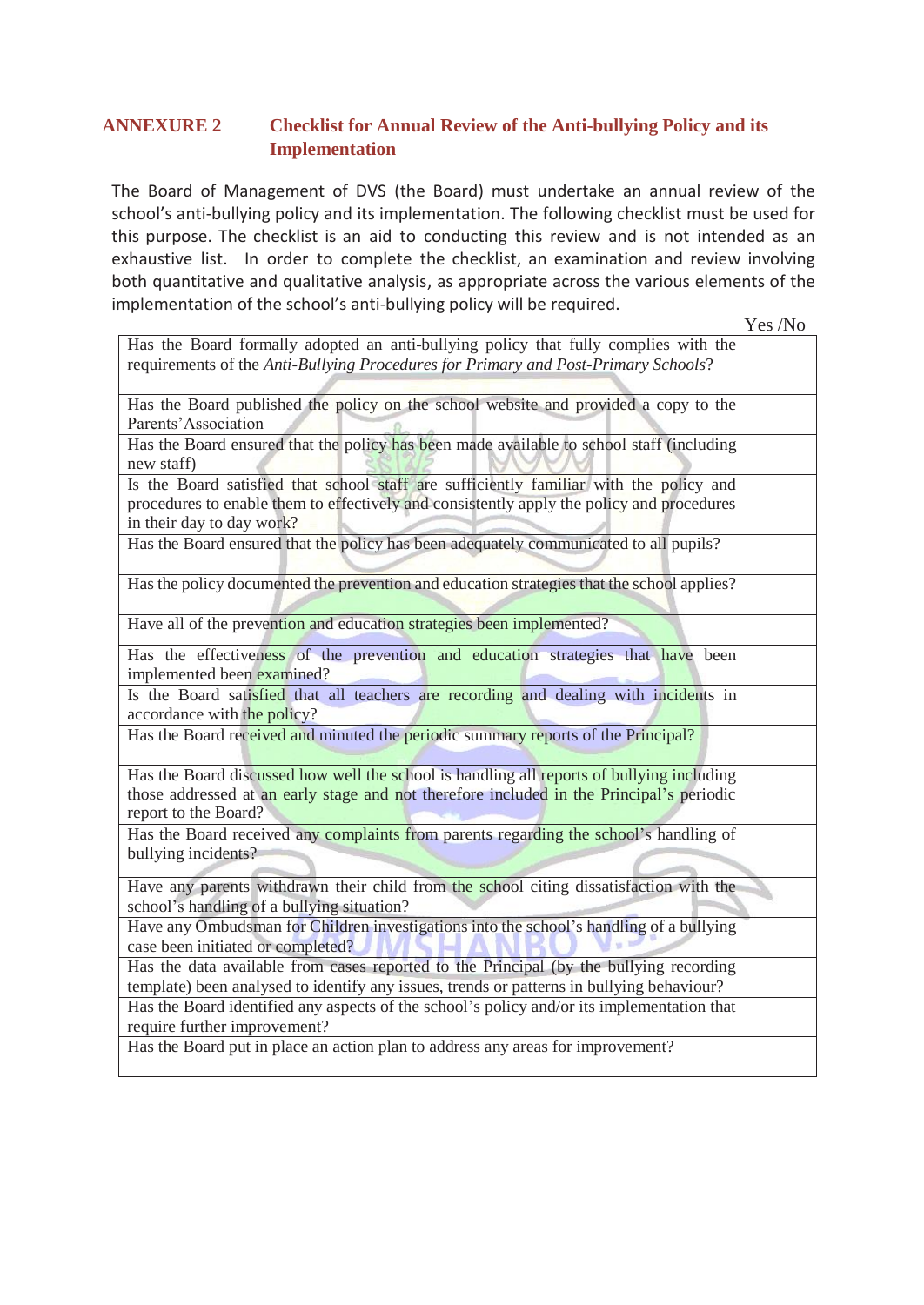## ANNEXURE 2 Checklist for Annual Review of the Anti-bullying Policy and its Implementation

The Board of Management of DVS (the Board) must undertake an annual review of the school's anti-bullying policy and its implementation. The following checklist must be used for this purpose. The checklist is an aid to conducting this review and is not intended as an exhaustive list. In order to complete the checklist, an examination and review involving both quantitative and qualitative analysis, as appropriate across the various elements of the implementation of the school's anti-bullying policy will be required.

| | Yes /No |
|---|---|
| Has the Board formally adopted an anti-bullying policy that fully complies with the requirements of the *Anti-Bullying Procedures for Primary and Post-Primary Schools*? | |
| Has the Board published the policy on the school website and provided a copy to the Parents' Association | |
| Has the Board ensured that the policy has been made available to school staff (including new staff) | |
| Is the Board satisfied that school staff are sufficiently familiar with the policy and procedures to enable them to effectively and consistently apply the policy and procedures in their day to day work? | |
| Has the Board ensured that the policy has been adequately communicated to all pupils? | |
| Has the policy documented the prevention and education strategies that the school applies? | |
| Have all of the prevention and education strategies been implemented? | |
| Has the effectiveness of the prevention and education strategies that have been implemented been examined? | |
| Is the Board satisfied that all teachers are recording and dealing with incidents in accordance with the policy? | |
| Has the Board received and minuted the periodic summary reports of the Principal? | |
| Has the Board discussed how well the school is handling all reports of bullying including those addressed at an early stage and not therefore included in the Principal's periodic report to the Board? | |
| Has the Board received any complaints from parents regarding the school's handling of bullying incidents? | |
| Have any parents withdrawn their child from the school citing dissatisfaction with the school's handling of a bullying situation? | |
| Have any Ombudsman for Children investigations into the school's handling of a bullying case been initiated or completed? | |
| Has the data available from cases reported to the Principal (by the bullying recording template) been analysed to identify any issues, trends or patterns in bullying behaviour? | |
| Has the Board identified any aspects of the school's policy and/or its implementation that require further improvement? | |
| Has the Board put in place an action plan to address any areas for improvement? | |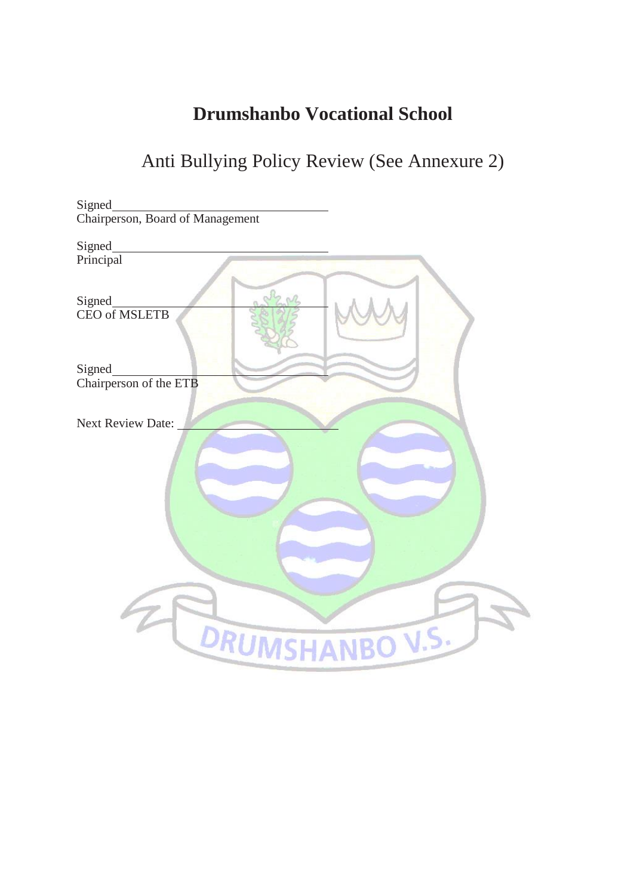# Drumshanbo Vocational School

## Anti Bullying Policy Review (See Annexure 2)

Signed\_\_\_\_\_\_\_\_\_\_\_\_\_\_\_\_\_\_\_\_\_\_\_\_\_\_\_\_\_\_\_\_\_\_\_
Chairperson, Board of Management

Signed\_\_\_\_\_\_\_\_\_\_\_\_\_\_\_\_\_\_\_\_\_\_\_\_\_\_\_\_\_\_\_\_\_\_\_
Principal

Signed\_\_\_\_\_\_\_\_\_\_\_\_\_\_\_\_\_\_\_\_\_\_\_\_\_\_\_\_\_\_\_\_\_\_\_
CEO of MSLETB

Signed\_\_\_\_\_\_\_\_\_\_\_\_\_\_\_\_\_\_\_\_\_\_\_\_\_\_\_\_\_\_\_\_\_\_\_
Chairperson of the ETB

Next Review Date: \_\_\_\_\_\_\_\_\_\_\_\_\_\_\_\_\_\_\_\_\_\_\_\_\_\_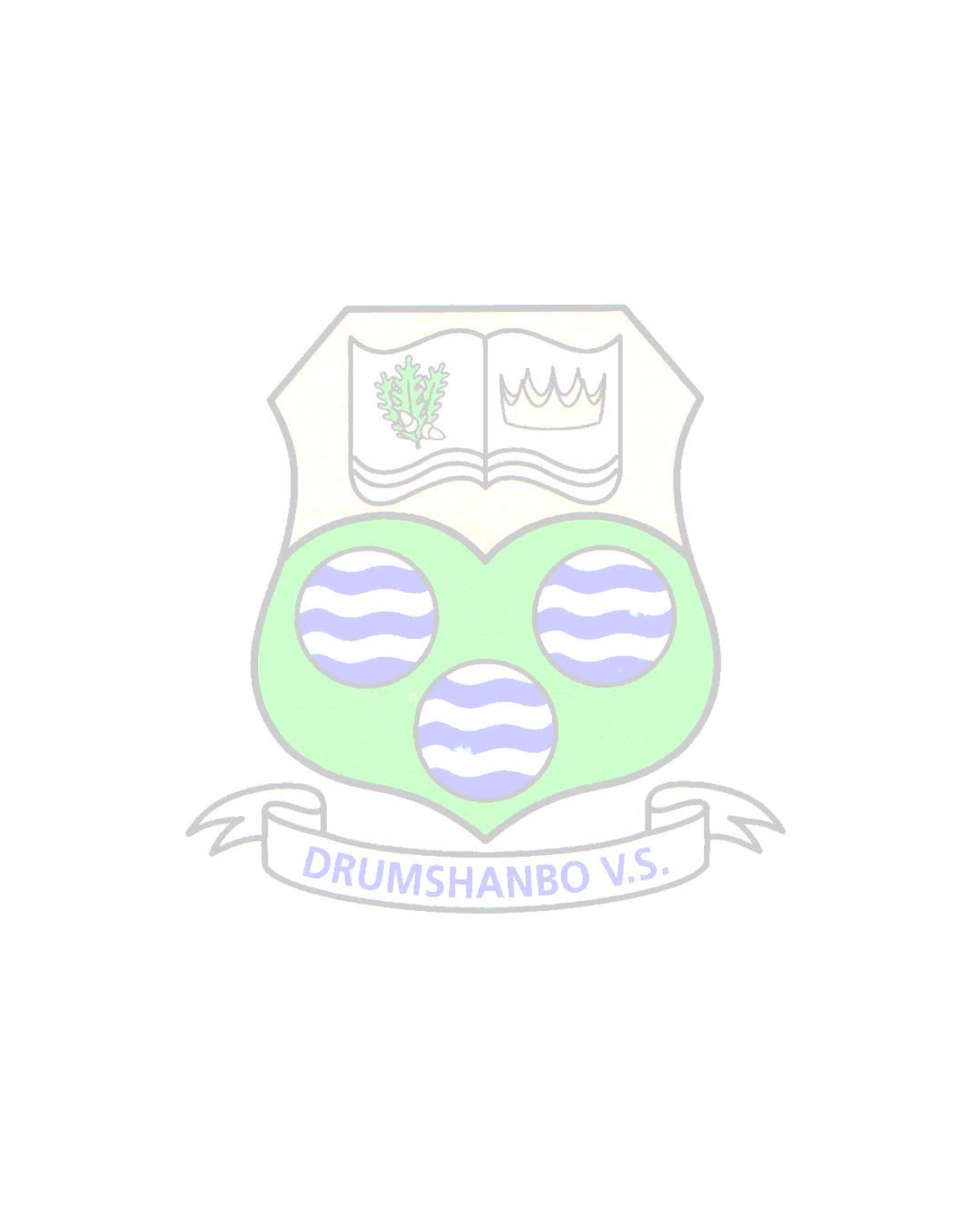DRUMSHANBO V.S.